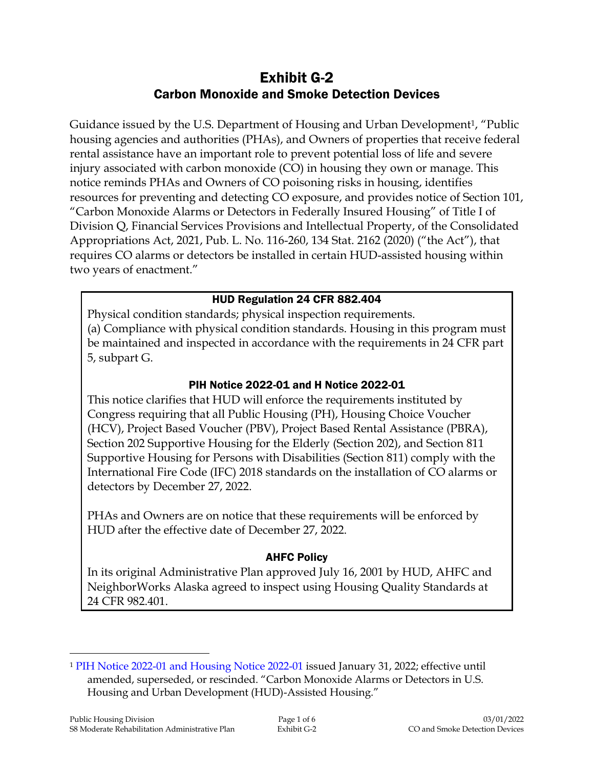# Exhibit G-2
## Carbon Monoxide and Smoke Detection Devices

Guidance issued by the U.S. Department of Housing and Urban Development[1], "Public housing agencies and authorities (PHAs), and Owners of properties that receive federal rental assistance have an important role to prevent potential loss of life and severe injury associated with carbon monoxide (CO) in housing they own or manage. This notice reminds PHAs and Owners of CO poisoning risks in housing, identifies resources for preventing and detecting CO exposure, and provides notice of Section 101, "Carbon Monoxide Alarms or Detectors in Federally Insured Housing" of Title I of Division Q, Financial Services Provisions and Intellectual Property, of the Consolidated Appropriations Act, 2021, Pub. L. No. 116-260, 134 Stat. 2162 (2020) ("the Act"), that requires CO alarms or detectors be installed in certain HUD-assisted housing within two years of enactment."

### HUD Regulation 24 CFR 882.404

Physical condition standards; physical inspection requirements.
(a) Compliance with physical condition standards. Housing in this program must be maintained and inspected in accordance with the requirements in 24 CFR part 5, subpart G.

### PIH Notice 2022-01 and H Notice 2022-01

This notice clarifies that HUD will enforce the requirements instituted by Congress requiring that all Public Housing (PH), Housing Choice Voucher (HCV), Project Based Voucher (PBV), Project Based Rental Assistance (PBRA), Section 202 Supportive Housing for the Elderly (Section 202), and Section 811 Supportive Housing for Persons with Disabilities (Section 811) comply with the International Fire Code (IFC) 2018 standards on the installation of CO alarms or detectors by December 27, 2022.

PHAs and Owners are on notice that these requirements will be enforced by HUD after the effective date of December 27, 2022.

### AHFC Policy

In its original Administrative Plan approved July 16, 2001 by HUD, AHFC and NeighborWorks Alaska agreed to inspect using Housing Quality Standards at 24 CFR 982.401.

---

[1] PIH Notice 2022-01 and Housing Notice 2022-01 issued January 31, 2022; effective until amended, superseded, or rescinded. "Carbon Monoxide Alarms or Detectors in U.S. Housing and Urban Development (HUD)-Assisted Housing."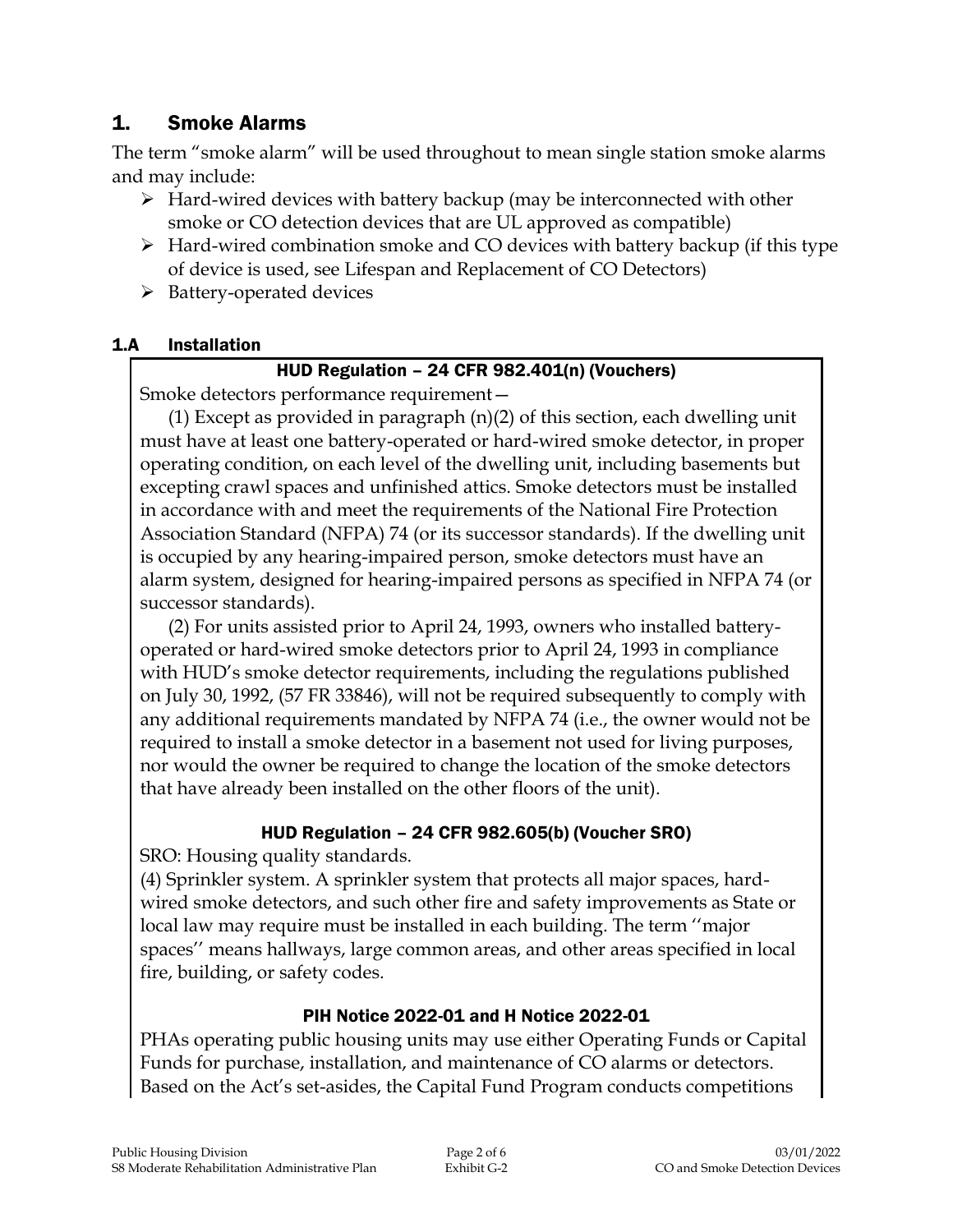## 1. Smoke Alarms

The term "smoke alarm" will be used throughout to mean single station smoke alarms and may include:

- Hard-wired devices with battery backup (may be interconnected with other smoke or CO detection devices that are UL approved as compatible)
- Hard-wired combination smoke and CO devices with battery backup (if this type of device is used, see Lifespan and Replacement of CO Detectors)
- Battery-operated devices

### 1.A Installation

**HUD Regulation – 24 CFR 982.401(n) (Vouchers)**

Smoke detectors performance requirement—

(1) Except as provided in paragraph (n)(2) of this section, each dwelling unit must have at least one battery-operated or hard-wired smoke detector, in proper operating condition, on each level of the dwelling unit, including basements but excepting crawl spaces and unfinished attics. Smoke detectors must be installed in accordance with and meet the requirements of the National Fire Protection Association Standard (NFPA) 74 (or its successor standards). If the dwelling unit is occupied by any hearing-impaired person, smoke detectors must have an alarm system, designed for hearing-impaired persons as specified in NFPA 74 (or successor standards).

(2) For units assisted prior to April 24, 1993, owners who installed battery-operated or hard-wired smoke detectors prior to April 24, 1993 in compliance with HUD's smoke detector requirements, including the regulations published on July 30, 1992, (57 FR 33846), will not be required subsequently to comply with any additional requirements mandated by NFPA 74 (i.e., the owner would not be required to install a smoke detector in a basement not used for living purposes, nor would the owner be required to change the location of the smoke detectors that have already been installed on the other floors of the unit).

**HUD Regulation – 24 CFR 982.605(b) (Voucher SRO)**

SRO: Housing quality standards.

(4) Sprinkler system. A sprinkler system that protects all major spaces, hard-wired smoke detectors, and such other fire and safety improvements as State or local law may require must be installed in each building. The term ''major spaces'' means hallways, large common areas, and other areas specified in local fire, building, or safety codes.

**PIH Notice 2022-01 and H Notice 2022-01**

PHAs operating public housing units may use either Operating Funds or Capital Funds for purchase, installation, and maintenance of CO alarms or detectors. Based on the Act's set-asides, the Capital Fund Program conducts competitions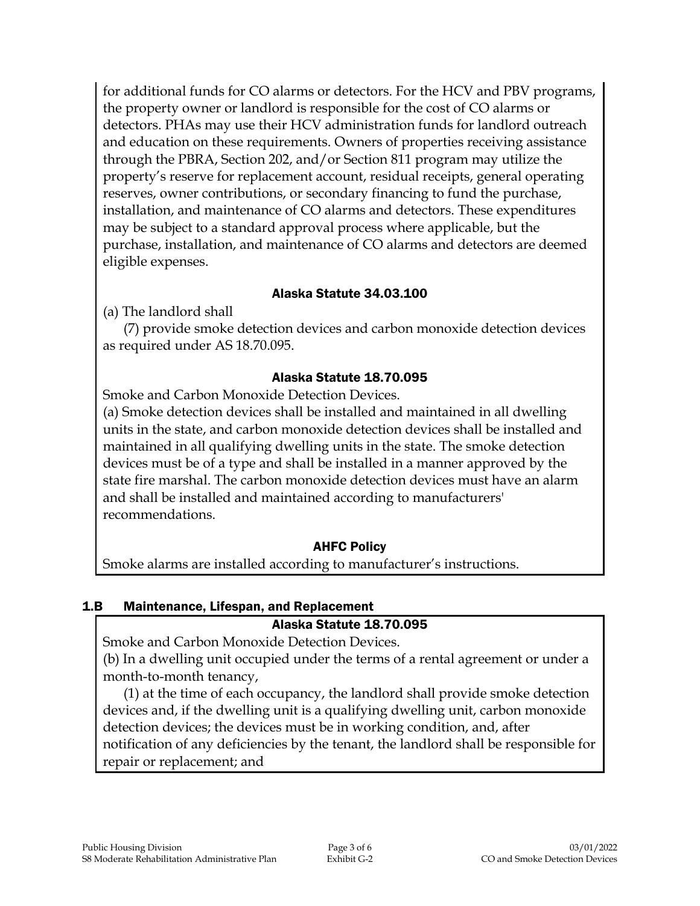for additional funds for CO alarms or detectors. For the HCV and PBV programs, the property owner or landlord is responsible for the cost of CO alarms or detectors. PHAs may use their HCV administration funds for landlord outreach and education on these requirements. Owners of properties receiving assistance through the PBRA, Section 202, and/or Section 811 program may utilize the property's reserve for replacement account, residual receipts, general operating reserves, owner contributions, or secondary financing to fund the purchase, installation, and maintenance of CO alarms and detectors. These expenditures may be subject to a standard approval process where applicable, but the purchase, installation, and maintenance of CO alarms and detectors are deemed eligible expenses.

**Alaska Statute 34.03.100**

(a) The landlord shall

(7) provide smoke detection devices and carbon monoxide detection devices as required under AS 18.70.095.

**Alaska Statute 18.70.095**

Smoke and Carbon Monoxide Detection Devices.

(a) Smoke detection devices shall be installed and maintained in all dwelling units in the state, and carbon monoxide detection devices shall be installed and maintained in all qualifying dwelling units in the state. The smoke detection devices must be of a type and shall be installed in a manner approved by the state fire marshal. The carbon monoxide detection devices must have an alarm and shall be installed and maintained according to manufacturers' recommendations.

**AHFC Policy**

Smoke alarms are installed according to manufacturer's instructions.

## 1.B Maintenance, Lifespan, and Replacement

**Alaska Statute 18.70.095**

Smoke and Carbon Monoxide Detection Devices.

(b) In a dwelling unit occupied under the terms of a rental agreement or under a month-to-month tenancy,

(1) at the time of each occupancy, the landlord shall provide smoke detection devices and, if the dwelling unit is a qualifying dwelling unit, carbon monoxide detection devices; the devices must be in working condition, and, after notification of any deficiencies by the tenant, the landlord shall be responsible for repair or replacement; and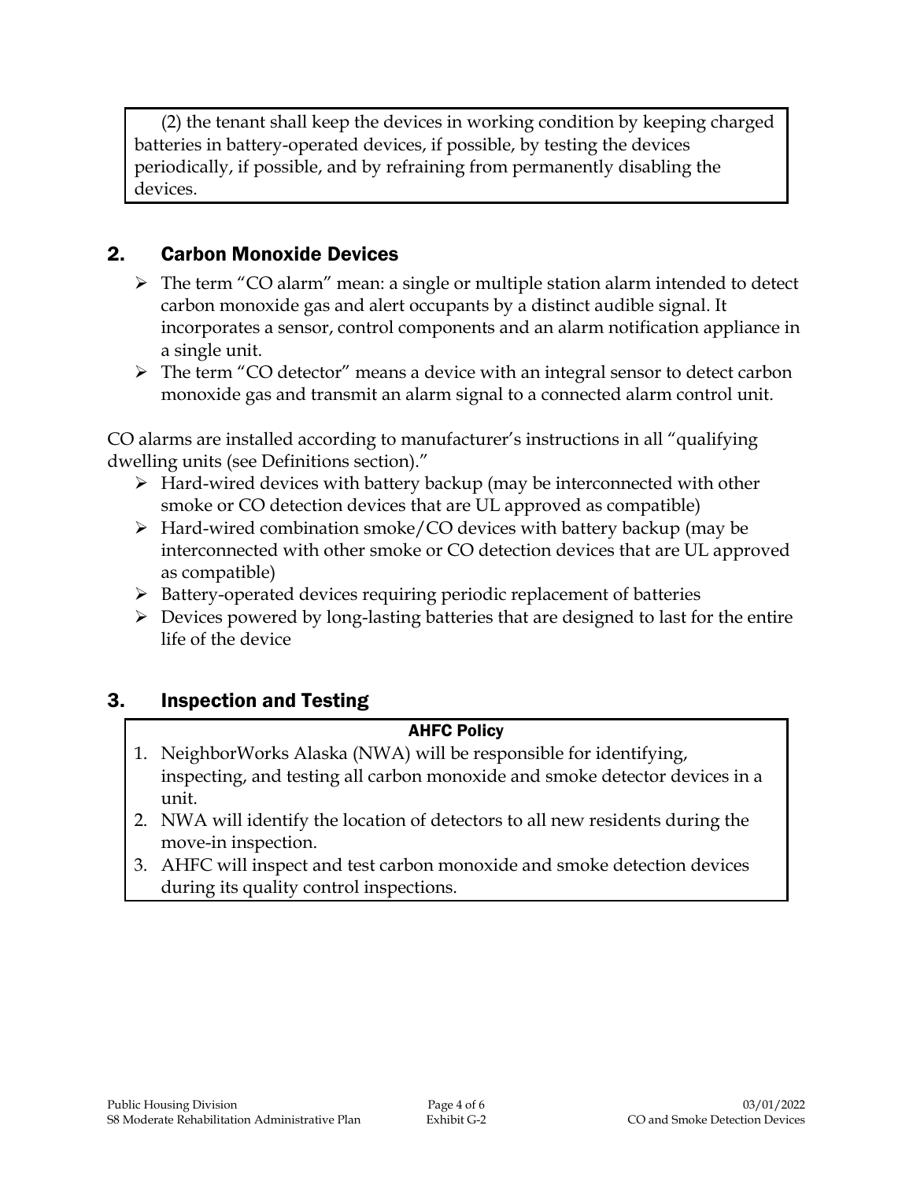(2) the tenant shall keep the devices in working condition by keeping charged batteries in battery-operated devices, if possible, by testing the devices periodically, if possible, and by refraining from permanently disabling the devices.

## 2. Carbon Monoxide Devices

- The term "CO alarm" mean: a single or multiple station alarm intended to detect carbon monoxide gas and alert occupants by a distinct audible signal. It incorporates a sensor, control components and an alarm notification appliance in a single unit.
- The term "CO detector" means a device with an integral sensor to detect carbon monoxide gas and transmit an alarm signal to a connected alarm control unit.

CO alarms are installed according to manufacturer's instructions in all "qualifying dwelling units (see Definitions section)."

- Hard-wired devices with battery backup (may be interconnected with other smoke or CO detection devices that are UL approved as compatible)
- Hard-wired combination smoke/CO devices with battery backup (may be interconnected with other smoke or CO detection devices that are UL approved as compatible)
- Battery-operated devices requiring periodic replacement of batteries
- Devices powered by long-lasting batteries that are designed to last for the entire life of the device

## 3. Inspection and Testing

**AHFC Policy**

1. NeighborWorks Alaska (NWA) will be responsible for identifying, inspecting, and testing all carbon monoxide and smoke detector devices in a unit.
2. NWA will identify the location of detectors to all new residents during the move-in inspection.
3. AHFC will inspect and test carbon monoxide and smoke detection devices during its quality control inspections.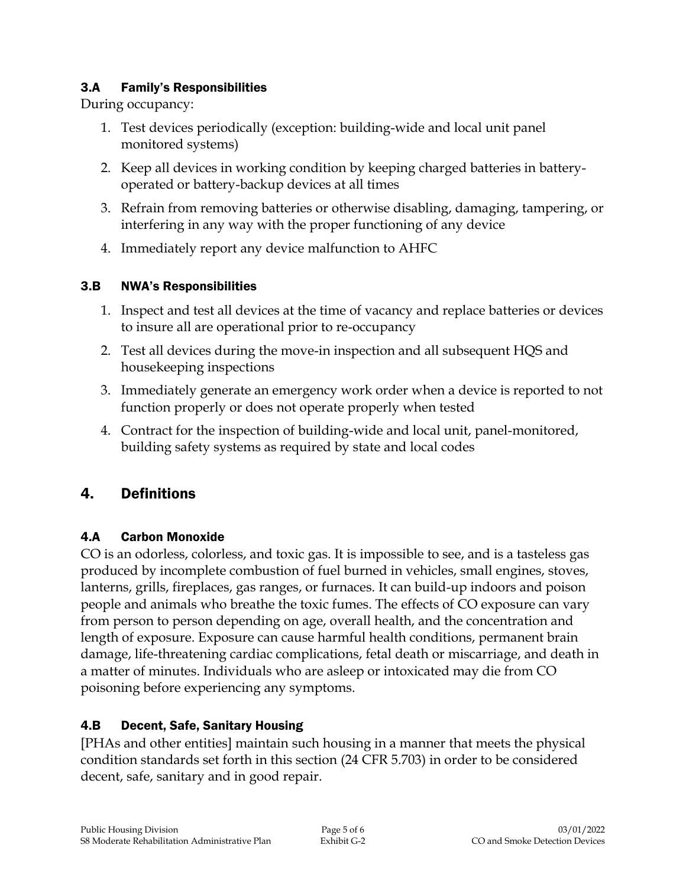### 3.A Family's Responsibilities

During occupancy:

1. Test devices periodically (exception: building-wide and local unit panel monitored systems)
2. Keep all devices in working condition by keeping charged batteries in battery-operated or battery-backup devices at all times
3. Refrain from removing batteries or otherwise disabling, damaging, tampering, or interfering in any way with the proper functioning of any device
4. Immediately report any device malfunction to AHFC

### 3.B NWA's Responsibilities

1. Inspect and test all devices at the time of vacancy and replace batteries or devices to insure all are operational prior to re-occupancy
2. Test all devices during the move-in inspection and all subsequent HQS and housekeeping inspections
3. Immediately generate an emergency work order when a device is reported to not function properly or does not operate properly when tested
4. Contract for the inspection of building-wide and local unit, panel-monitored, building safety systems as required by state and local codes

## 4. Definitions

### 4.A Carbon Monoxide

CO is an odorless, colorless, and toxic gas. It is impossible to see, and is a tasteless gas produced by incomplete combustion of fuel burned in vehicles, small engines, stoves, lanterns, grills, fireplaces, gas ranges, or furnaces. It can build-up indoors and poison people and animals who breathe the toxic fumes. The effects of CO exposure can vary from person to person depending on age, overall health, and the concentration and length of exposure. Exposure can cause harmful health conditions, permanent brain damage, life-threatening cardiac complications, fetal death or miscarriage, and death in a matter of minutes. Individuals who are asleep or intoxicated may die from CO poisoning before experiencing any symptoms.

### 4.B Decent, Safe, Sanitary Housing

[PHAs and other entities] maintain such housing in a manner that meets the physical condition standards set forth in this section (24 CFR 5.703) in order to be considered decent, safe, sanitary and in good repair.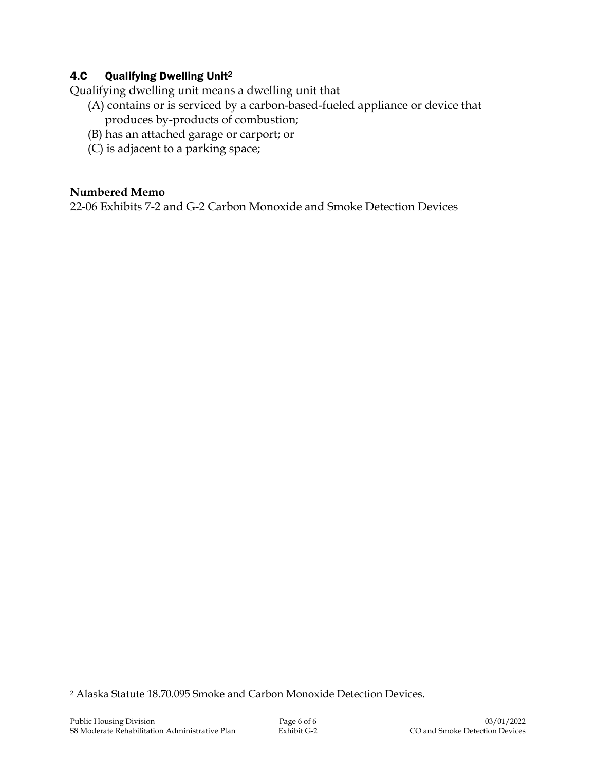### 4.C Qualifying Dwelling Unit[2]

Qualifying dwelling unit means a dwelling unit that

(A) contains or is serviced by a carbon-based-fueled appliance or device that produces by-products of combustion;
(B) has an attached garage or carport; or
(C) is adjacent to a parking space;

**Numbered Memo**

22-06 Exhibits 7-2 and G-2 Carbon Monoxide and Smoke Detection Devices

---

[2] Alaska Statute 18.70.095 Smoke and Carbon Monoxide Detection Devices.